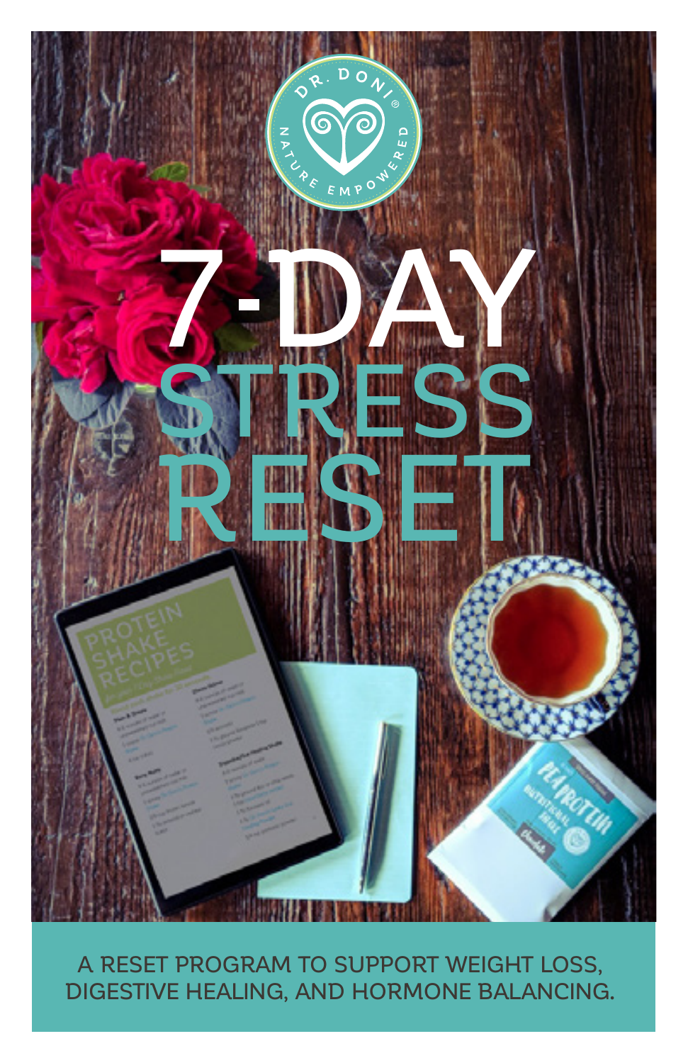DR. DONI®

NATURE EMPOWERED

# 7-DAY STRESS RESET

A RESET PROGRAM TO SUPPORT WEIGHT LOSS, DIGESTIVE HEALING, AND HORMONE BALANCING.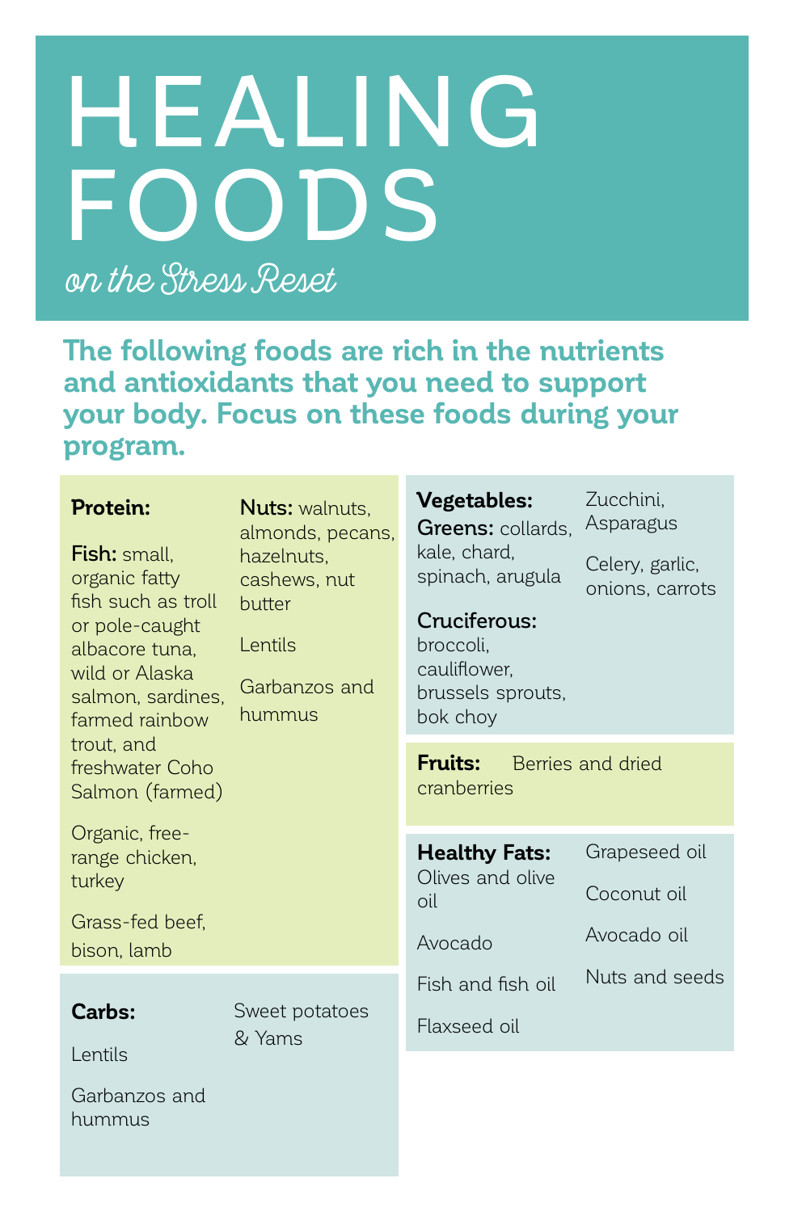# HEALING FOODS

*on the Stress Reset*

**The following foods are rich in the nutrients and antioxidants that you need to support your body. Focus on these foods during your program.**

**Protein:**

**Fish:** small, organic fatty fish such as troll or pole-caught albacore tuna, wild or Alaska salmon, sardines, farmed rainbow trout, and freshwater Coho Salmon (farmed)

Organic, free-range chicken, turkey

Grass-fed beef, bison, lamb

**Nuts:** walnuts, almonds, pecans, hazelnuts, cashews, nut butter

Lentils

Garbanzos and hummus

**Carbs:**

Lentils

Garbanzos and hummus

Sweet potatoes & Yams

**Vegetables:**

**Greens:** collards, kale, chard, spinach, arugula

**Cruciferous:** broccoli, cauliflower, brussels sprouts, bok choy

Zucchini, Asparagus

Celery, garlic, onions, carrots

**Fruits:** Berries and dried cranberries

**Healthy Fats:**

Olives and olive oil

Avocado

Fish and fish oil

Flaxseed oil

Grapeseed oil

Coconut oil

Avocado oil

Nuts and seeds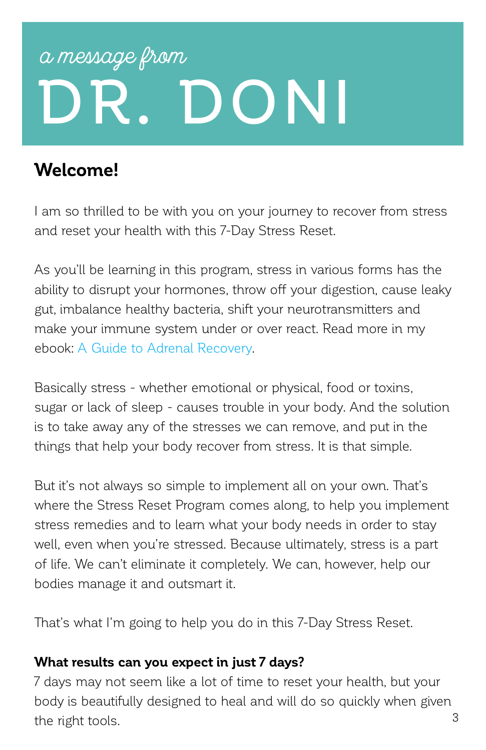# *a message from* DR. DONI

## Welcome!

I am so thrilled to be with you on your journey to recover from stress and reset your health with this 7-Day Stress Reset.

As you'll be learning in this program, stress in various forms has the ability to disrupt your hormones, throw off your digestion, cause leaky gut, imbalance healthy bacteria, shift your neurotransmitters and make your immune system under or over react. Read more in my ebook: A Guide to Adrenal Recovery.

Basically stress - whether emotional or physical, food or toxins, sugar or lack of sleep - causes trouble in your body. And the solution is to take away any of the stresses we can remove, and put in the things that help your body recover from stress. It is that simple.

But it's not always so simple to implement all on your own. That's where the Stress Reset Program comes along, to help you implement stress remedies and to learn what your body needs in order to stay well, even when you're stressed. Because ultimately, stress is a part of life. We can't eliminate it completely. We can, however, help our bodies manage it and outsmart it.

That's what I'm going to help you do in this 7-Day Stress Reset.

**What results can you expect in just 7 days?**

7 days may not seem like a lot of time to reset your health, but your body is beautifully designed to heal and will do so quickly when given the right tools.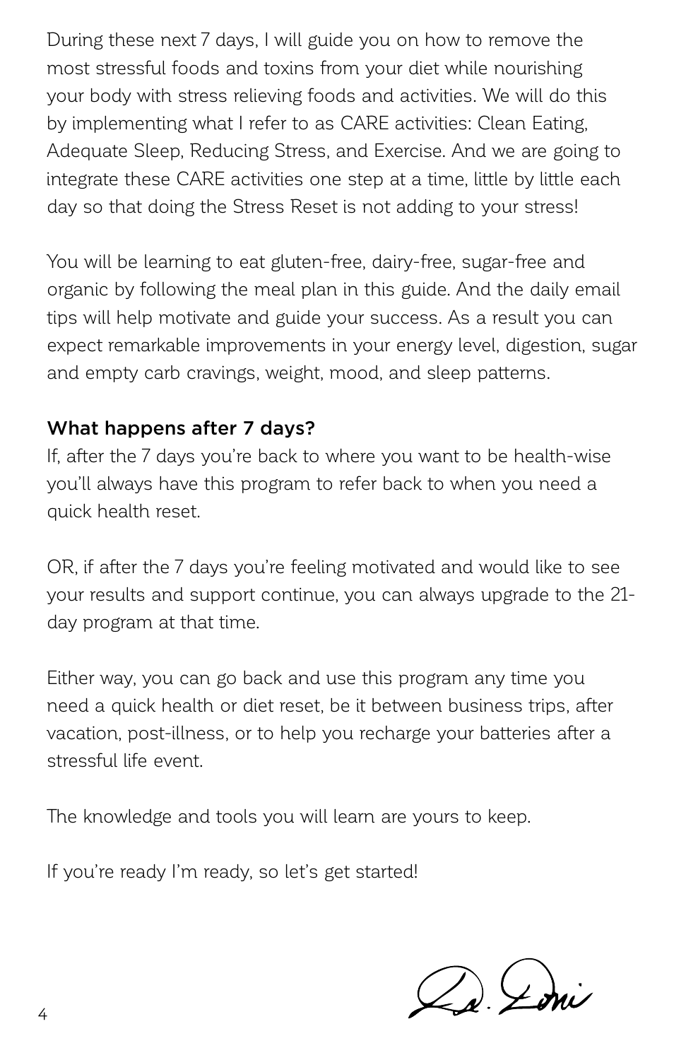During these next 7 days, I will guide you on how to remove the most stressful foods and toxins from your diet while nourishing your body with stress relieving foods and activities. We will do this by implementing what I refer to as CARE activities: Clean Eating, Adequate Sleep, Reducing Stress, and Exercise. And we are going to integrate these CARE activities one step at a time, little by little each day so that doing the Stress Reset is not adding to your stress!

You will be learning to eat gluten-free, dairy-free, sugar-free and organic by following the meal plan in this guide. And the daily email tips will help motivate and guide your success. As a result you can expect remarkable improvements in your energy level, digestion, sugar and empty carb cravings, weight, mood, and sleep patterns.

**What happens after 7 days?**

If, after the 7 days you're back to where you want to be health-wise you'll always have this program to refer back to when you need a quick health reset.

OR, if after the 7 days you're feeling motivated and would like to see your results and support continue, you can always upgrade to the 21-day program at that time.

Either way, you can go back and use this program any time you need a quick health or diet reset, be it between business trips, after vacation, post-illness, or to help you recharge your batteries after a stressful life event.

The knowledge and tools you will learn are yours to keep.

If you're ready I'm ready, so let's get started!

Dr. Loni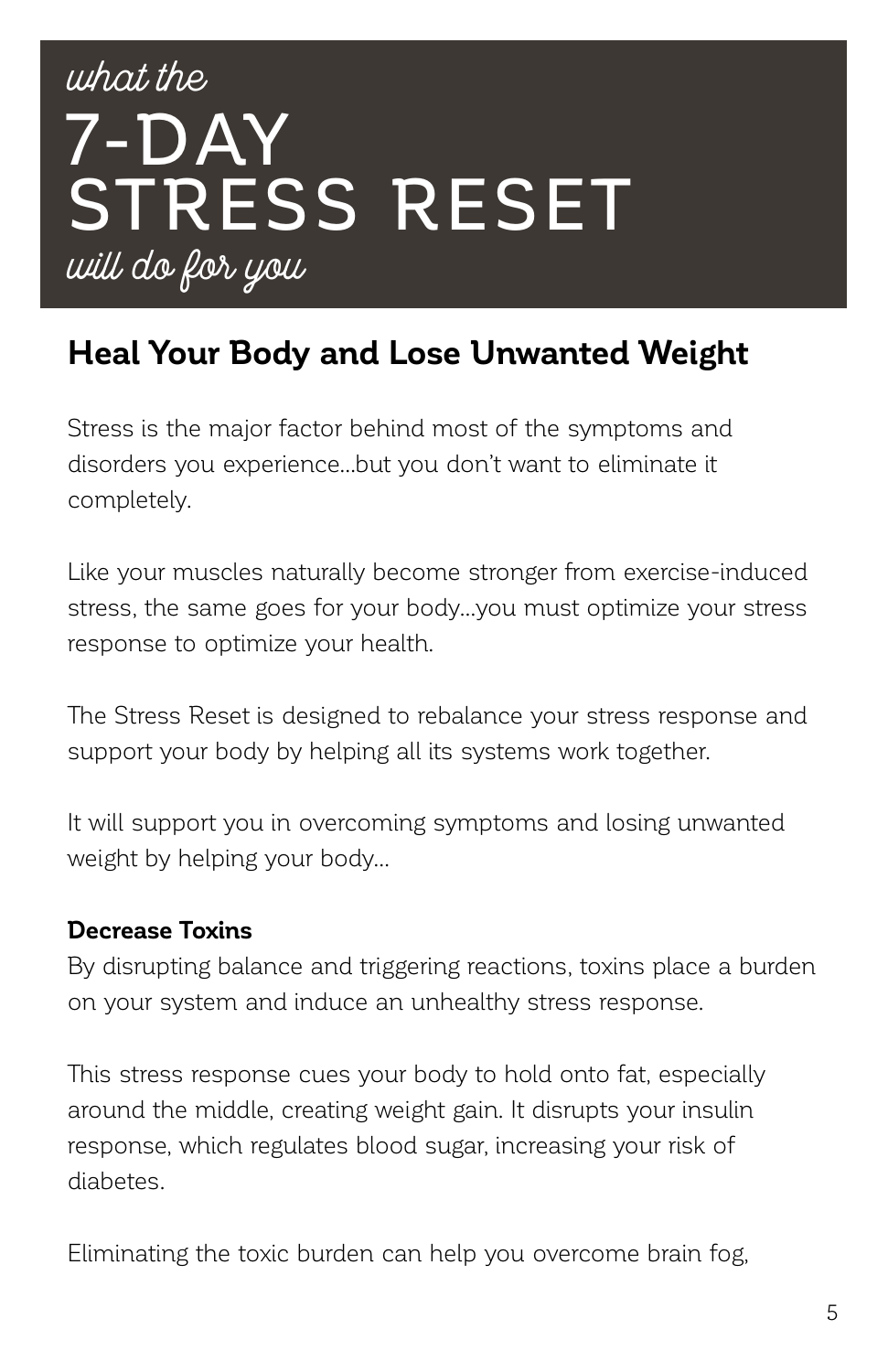# *what the* 7-DAY STRESS RESET *will do for you*

## Heal Your Body and Lose Unwanted Weight

Stress is the major factor behind most of the symptoms and disorders you experience...but you don't want to eliminate it completely.

Like your muscles naturally become stronger from exercise-induced stress, the same goes for your body...you must optimize your stress response to optimize your health.

The Stress Reset is designed to rebalance your stress response and support your body by helping all its systems work together.

It will support you in overcoming symptoms and losing unwanted weight by helping your body...

**Decrease Toxins**
By disrupting balance and triggering reactions, toxins place a burden on your system and induce an unhealthy stress response.

This stress response cues your body to hold onto fat, especially around the middle, creating weight gain. It disrupts your insulin response, which regulates blood sugar, increasing your risk of diabetes.

Eliminating the toxic burden can help you overcome brain fog,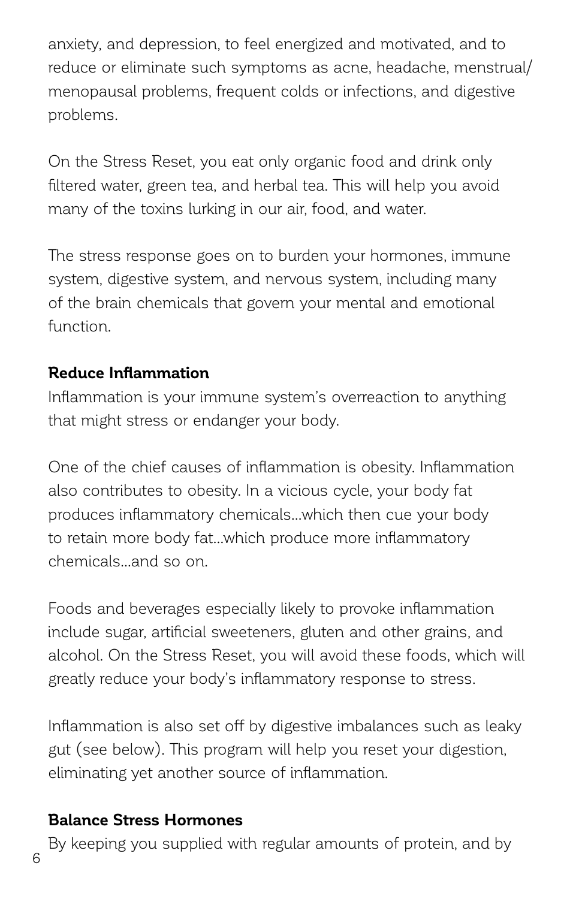anxiety, and depression, to feel energized and motivated, and to reduce or eliminate such symptoms as acne, headache, menstrual/menopausal problems, frequent colds or infections, and digestive problems.

On the Stress Reset, you eat only organic food and drink only filtered water, green tea, and herbal tea. This will help you avoid many of the toxins lurking in our air, food, and water.

The stress response goes on to burden your hormones, immune system, digestive system, and nervous system, including many of the brain chemicals that govern your mental and emotional function.

**Reduce Inflammation**

Inflammation is your immune system's overreaction to anything that might stress or endanger your body.

One of the chief causes of inflammation is obesity. Inflammation also contributes to obesity. In a vicious cycle, your body fat produces inflammatory chemicals…which then cue your body to retain more body fat…which produce more inflammatory chemicals…and so on.

Foods and beverages especially likely to provoke inflammation include sugar, artificial sweeteners, gluten and other grains, and alcohol. On the Stress Reset, you will avoid these foods, which will greatly reduce your body's inflammatory response to stress.

Inflammation is also set off by digestive imbalances such as leaky gut (see below). This program will help you reset your digestion, eliminating yet another source of inflammation.

**Balance Stress Hormones**

By keeping you supplied with regular amounts of protein, and by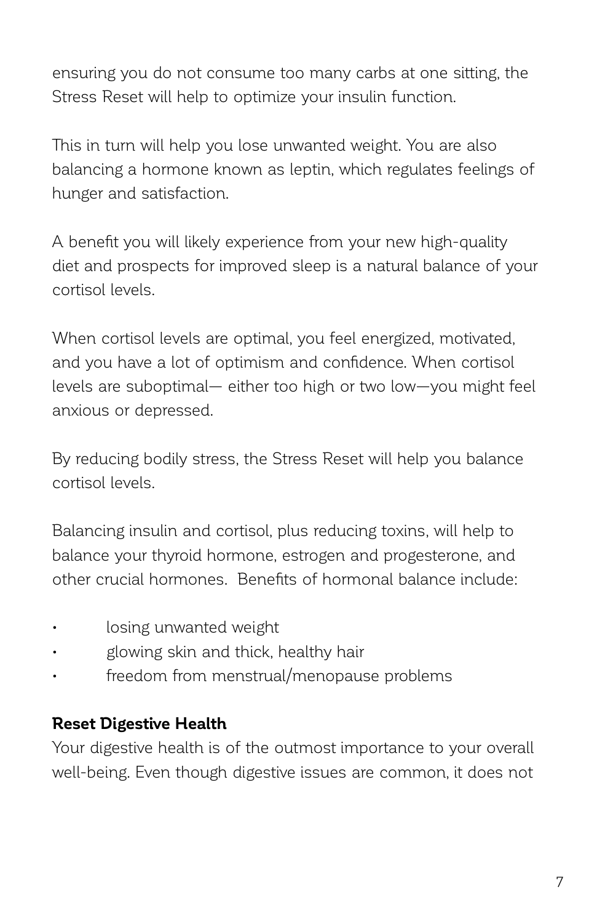ensuring you do not consume too many carbs at one sitting, the Stress Reset will help to optimize your insulin function.

This in turn will help you lose unwanted weight. You are also balancing a hormone known as leptin, which regulates feelings of hunger and satisfaction.

A benefit you will likely experience from your new high-quality diet and prospects for improved sleep is a natural balance of your cortisol levels.

When cortisol levels are optimal, you feel energized, motivated, and you have a lot of optimism and confidence. When cortisol levels are suboptimal— either too high or two low—you might feel anxious or depressed.

By reducing bodily stress, the Stress Reset will help you balance cortisol levels.

Balancing insulin and cortisol, plus reducing toxins, will help to balance your thyroid hormone, estrogen and progesterone, and other crucial hormones. Benefits of hormonal balance include:

- losing unwanted weight
- glowing skin and thick, healthy hair
- freedom from menstrual/menopause problems

**Reset Digestive Health**

Your digestive health is of the outmost importance to your overall well-being. Even though digestive issues are common, it does not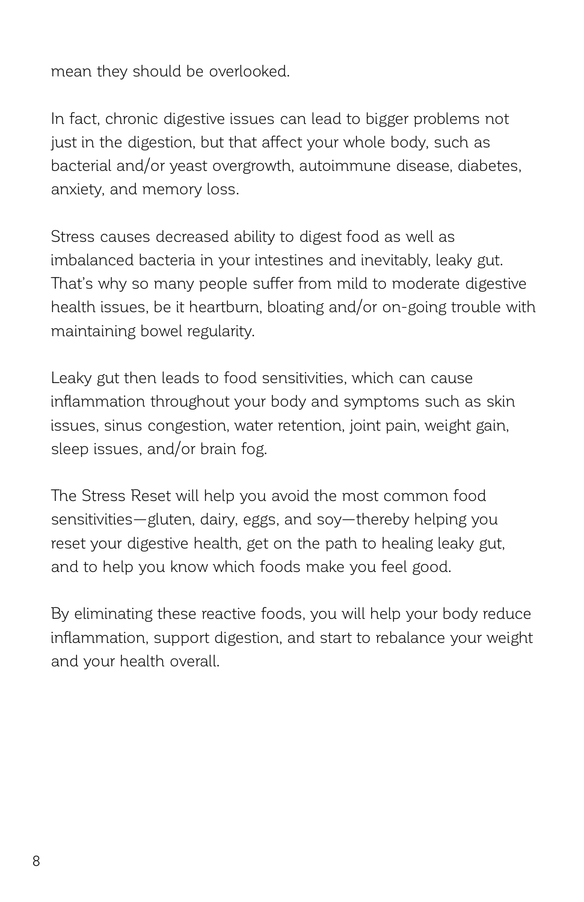mean they should be overlooked.

In fact, chronic digestive issues can lead to bigger problems not just in the digestion, but that affect your whole body, such as bacterial and/or yeast overgrowth, autoimmune disease, diabetes, anxiety, and memory loss.

Stress causes decreased ability to digest food as well as imbalanced bacteria in your intestines and inevitably, leaky gut. That's why so many people suffer from mild to moderate digestive health issues, be it heartburn, bloating and/or on-going trouble with maintaining bowel regularity.

Leaky gut then leads to food sensitivities, which can cause inflammation throughout your body and symptoms such as skin issues, sinus congestion, water retention, joint pain, weight gain, sleep issues, and/or brain fog.

The Stress Reset will help you avoid the most common food sensitivities—gluten, dairy, eggs, and soy—thereby helping you reset your digestive health, get on the path to healing leaky gut, and to help you know which foods make you feel good.

By eliminating these reactive foods, you will help your body reduce inflammation, support digestion, and start to rebalance your weight and your health overall.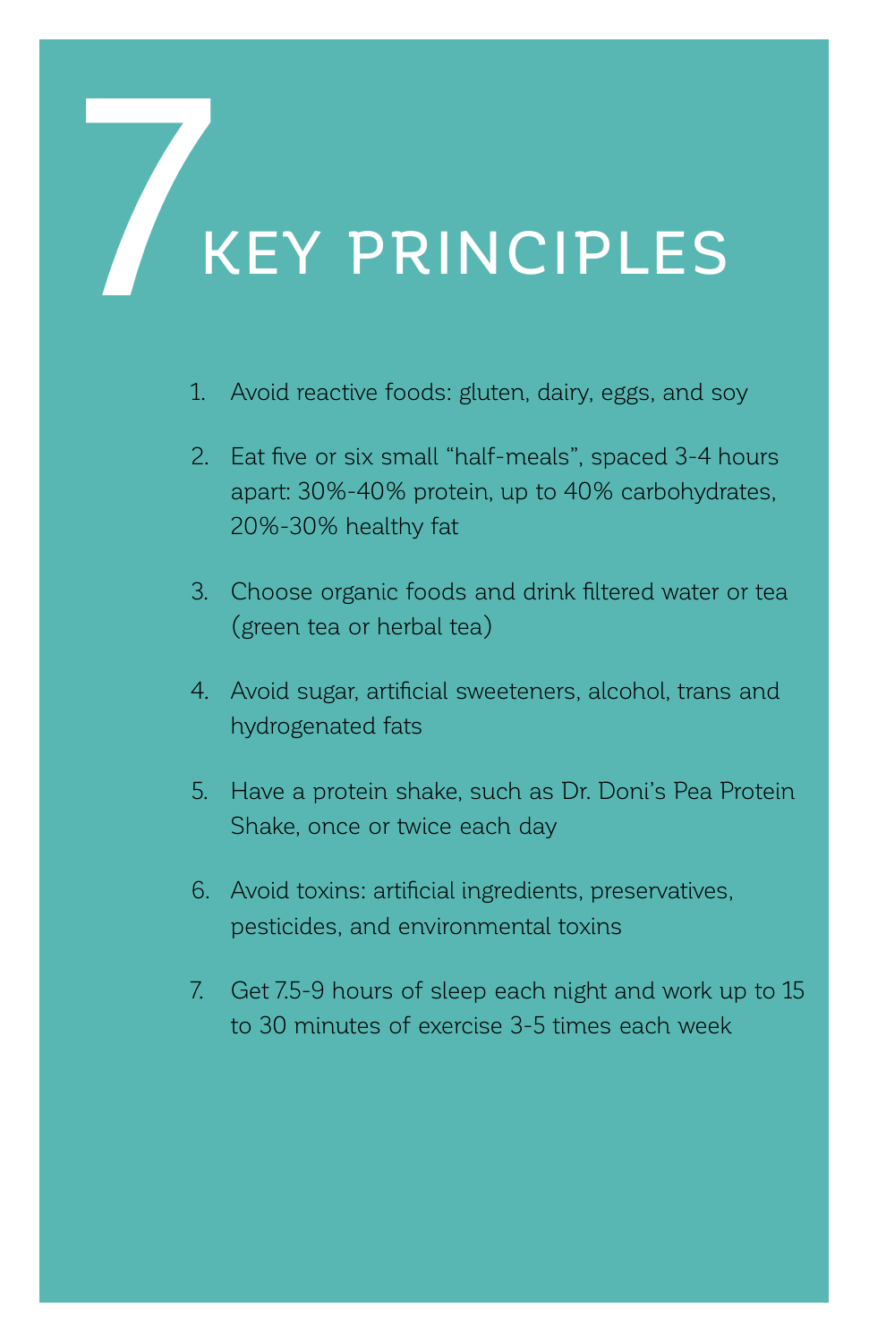# 7 KEY PRINCIPLES

1. Avoid reactive foods: gluten, dairy, eggs, and soy
2. Eat five or six small "half-meals", spaced 3-4 hours apart: 30%-40% protein, up to 40% carbohydrates, 20%-30% healthy fat
3. Choose organic foods and drink filtered water or tea (green tea or herbal tea)
4. Avoid sugar, artificial sweeteners, alcohol, trans and hydrogenated fats
5. Have a protein shake, such as Dr. Doni's Pea Protein Shake, once or twice each day
6. Avoid toxins: artificial ingredients, preservatives, pesticides, and environmental toxins
7. Get 7.5-9 hours of sleep each night and work up to 15 to 30 minutes of exercise 3-5 times each week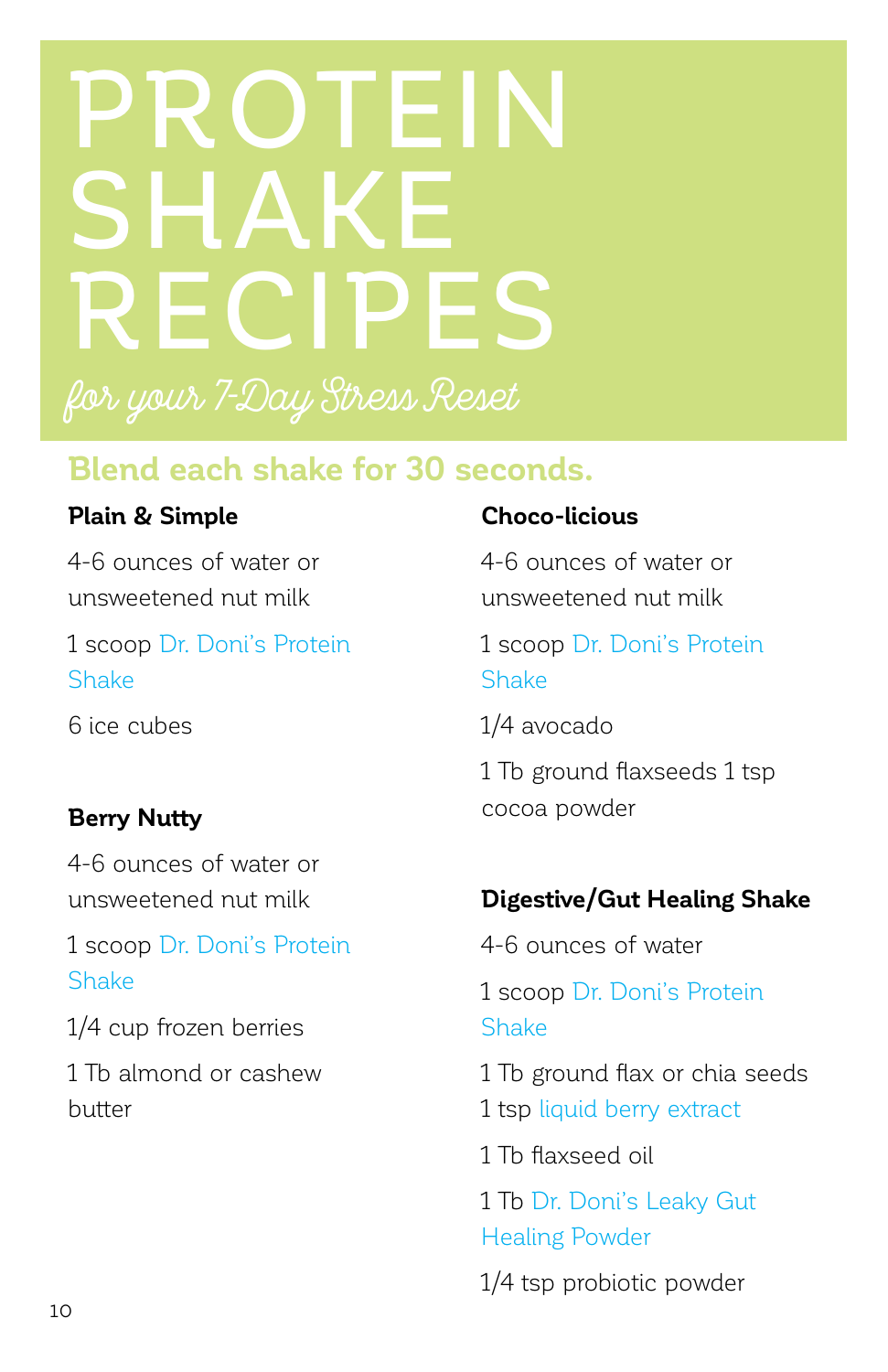# PROTEIN SHAKE RECIPES

*for your 7-Day Stress Reset*

## Blend each shake for 30 seconds.

**Plain & Simple**

4-6 ounces of water or unsweetened nut milk

1 scoop Dr. Doni's Protein Shake

6 ice cubes

**Berry Nutty**

4-6 ounces of water or unsweetened nut milk

1 scoop Dr. Doni's Protein Shake

1/4 cup frozen berries

1 Tb almond or cashew butter

**Choco-licious**

4-6 ounces of water or unsweetened nut milk

1 scoop Dr. Doni's Protein Shake

1/4 avocado

1 Tb ground flaxseeds 1 tsp cocoa powder

**Digestive/Gut Healing Shake**

4-6 ounces of water

1 scoop Dr. Doni's Protein Shake

1 Tb ground flax or chia seeds
1 tsp liquid berry extract

1 Tb flaxseed oil

1 Tb Dr. Doni's Leaky Gut Healing Powder

1/4 tsp probiotic powder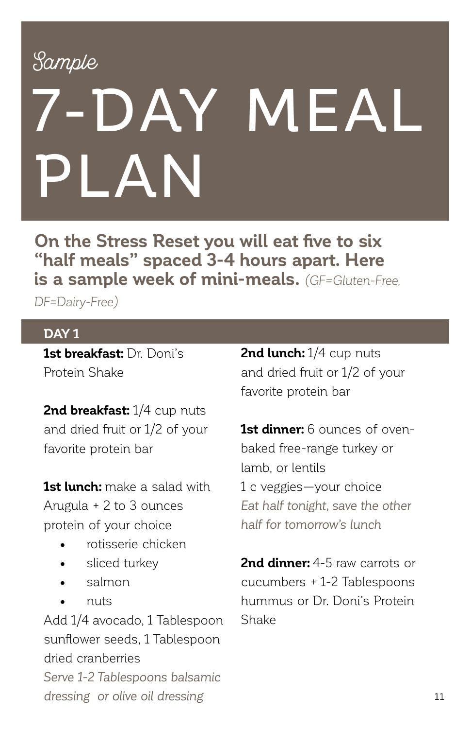*Sample*

# 7-DAY MEAL PLAN

**On the Stress Reset you will eat five to six "half meals" spaced 3-4 hours apart. Here is a sample week of mini-meals.** *(GF=Gluten-Free, DF=Dairy-Free)*

## DAY 1

**1st breakfast:** Dr. Doni's Protein Shake

**2nd breakfast:** 1/4 cup nuts and dried fruit or 1/2 of your favorite protein bar

**1st lunch:** make a salad with Arugula + 2 to 3 ounces protein of your choice

- rotisserie chicken
- sliced turkey
- salmon
- nuts

Add 1/4 avocado, 1 Tablespoon sunflower seeds, 1 Tablespoon dried cranberries

*Serve 1-2 Tablespoons balsamic dressing or olive oil dressing*

**2nd lunch:** 1/4 cup nuts and dried fruit or 1/2 of your favorite protein bar

**1st dinner:** 6 ounces of oven-baked free-range turkey or lamb, or lentils
1 c veggies—your choice
*Eat half tonight, save the other half for tomorrow's lunch*

**2nd dinner:** 4-5 raw carrots or cucumbers + 1-2 Tablespoons hummus or Dr. Doni's Protein Shake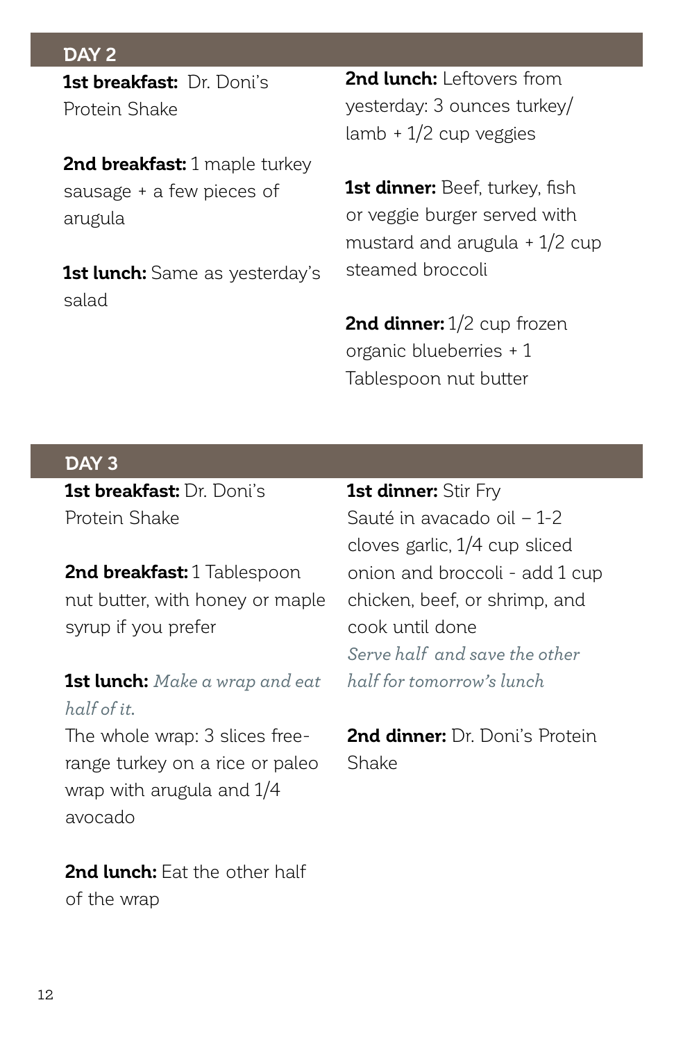## DAY 2

**1st breakfast:** Dr. Doni's Protein Shake

**2nd breakfast:** 1 maple turkey sausage + a few pieces of arugula

**1st lunch:** Same as yesterday's salad

**2nd lunch:** Leftovers from yesterday: 3 ounces turkey/ lamb + 1/2 cup veggies

**1st dinner:** Beef, turkey, fish or veggie burger served with mustard and arugula + 1/2 cup steamed broccoli

**2nd dinner:** 1/2 cup frozen organic blueberries + 1 Tablespoon nut butter

## DAY 3

**1st breakfast:** Dr. Doni's Protein Shake

**2nd breakfast:** 1 Tablespoon nut butter, with honey or maple syrup if you prefer

**1st lunch:** *Make a wrap and eat half of it.*
The whole wrap: 3 slices free-range turkey on a rice or paleo wrap with arugula and 1/4 avocado

**2nd lunch:** Eat the other half of the wrap

**1st dinner:** Stir Fry
Sauté in avacado oil – 1-2 cloves garlic, 1/4 cup sliced onion and broccoli - add 1 cup chicken, beef, or shrimp, and cook until done
*Serve half and save the other half for tomorrow's lunch*

**2nd dinner:** Dr. Doni's Protein Shake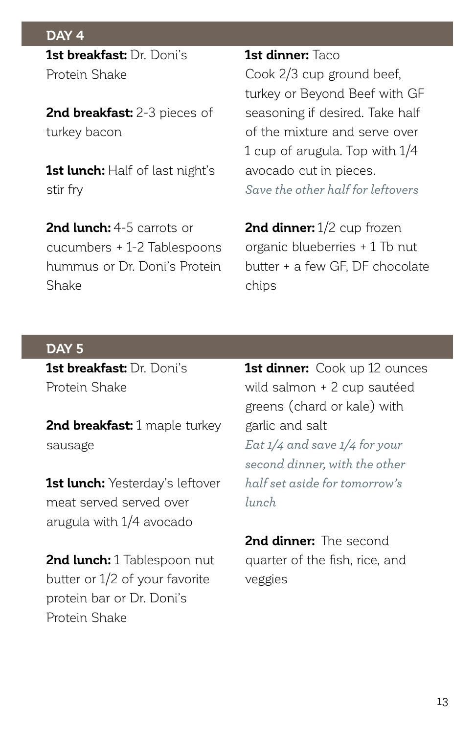## DAY 4

**1st breakfast:** Dr. Doni's Protein Shake

**2nd breakfast:** 2-3 pieces of turkey bacon

**1st lunch:** Half of last night's stir fry

**2nd lunch:** 4-5 carrots or cucumbers + 1-2 Tablespoons hummus or Dr. Doni's Protein Shake

**1st dinner:** Taco
Cook 2/3 cup ground beef, turkey or Beyond Beef with GF seasoning if desired. Take half of the mixture and serve over 1 cup of arugula. Top with 1/4 avocado cut in pieces.
*Save the other half for leftovers*

**2nd dinner:** 1/2 cup frozen organic blueberries + 1 Tb nut butter + a few GF, DF chocolate chips

## DAY 5

**1st breakfast:** Dr. Doni's Protein Shake

**2nd breakfast:** 1 maple turkey sausage

**1st lunch:** Yesterday's leftover meat served served over arugula with 1/4 avocado

**2nd lunch:** 1 Tablespoon nut butter or 1/2 of your favorite protein bar or Dr. Doni's Protein Shake

**1st dinner:** Cook up 12 ounces wild salmon + 2 cup sautéed greens (chard or kale) with garlic and salt
*Eat 1/4 and save 1/4 for your second dinner, with the other half set aside for tomorrow's lunch*

**2nd dinner:** The second quarter of the fish, rice, and veggies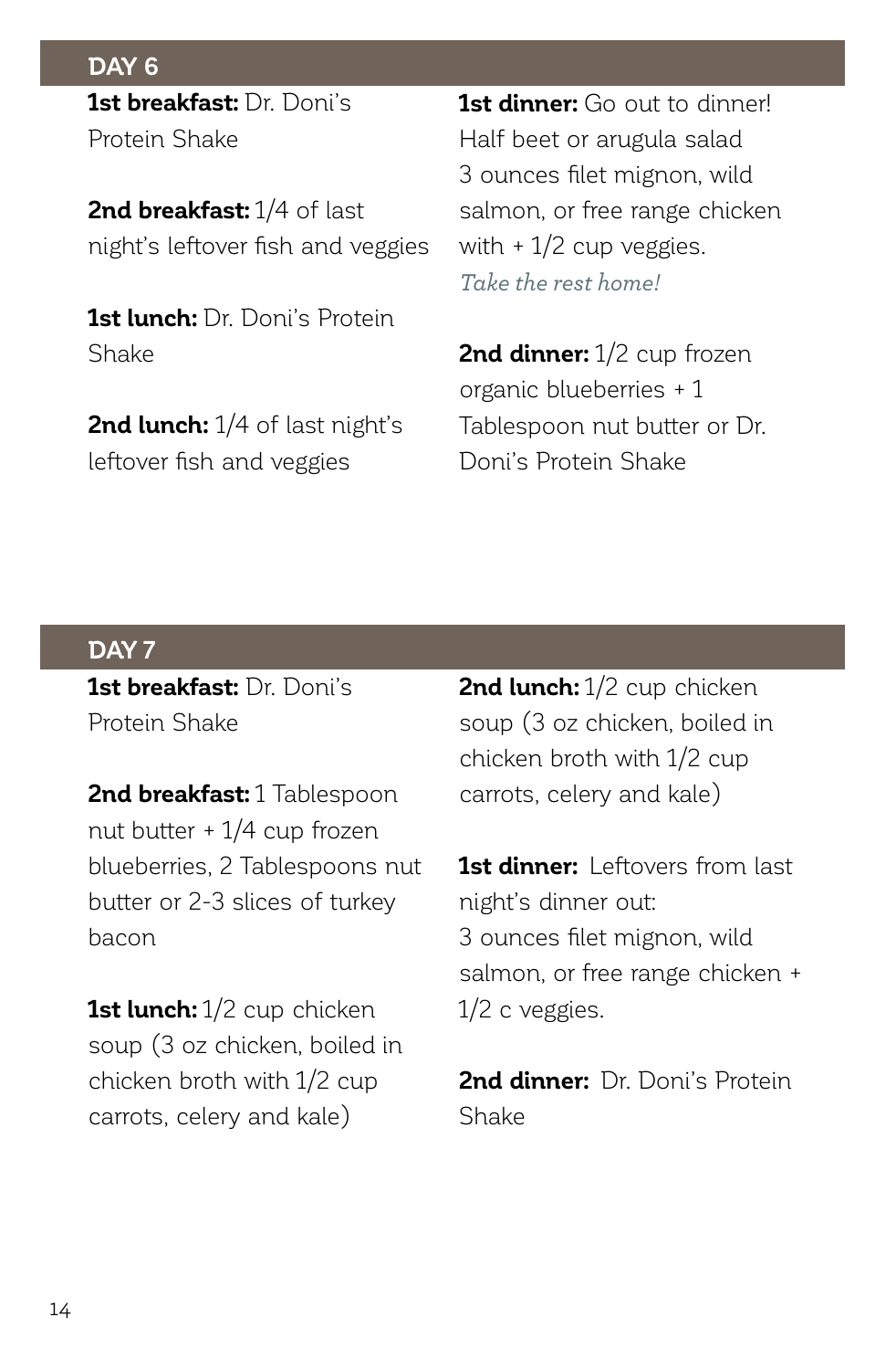## DAY 6

**1st breakfast:** Dr. Doni's Protein Shake

**2nd breakfast:** 1/4 of last night's leftover fish and veggies

**1st lunch:** Dr. Doni's Protein Shake

**2nd lunch:** 1/4 of last night's leftover fish and veggies

**1st dinner:** Go out to dinner!
Half beet or arugula salad
3 ounces filet mignon, wild salmon, or free range chicken with + 1/2 cup veggies.
*Take the rest home!*

**2nd dinner:** 1/2 cup frozen organic blueberries + 1 Tablespoon nut butter or Dr. Doni's Protein Shake

## DAY 7

**1st breakfast:** Dr. Doni's Protein Shake

**2nd breakfast:** 1 Tablespoon nut butter + 1/4 cup frozen blueberries, 2 Tablespoons nut butter or 2-3 slices of turkey bacon

**1st lunch:** 1/2 cup chicken soup (3 oz chicken, boiled in chicken broth with 1/2 cup carrots, celery and kale)

**2nd lunch:** 1/2 cup chicken soup (3 oz chicken, boiled in chicken broth with 1/2 cup carrots, celery and kale)

**1st dinner:** Leftovers from last night's dinner out:
3 ounces filet mignon, wild salmon, or free range chicken + 1/2 c veggies.

**2nd dinner:** Dr. Doni's Protein Shake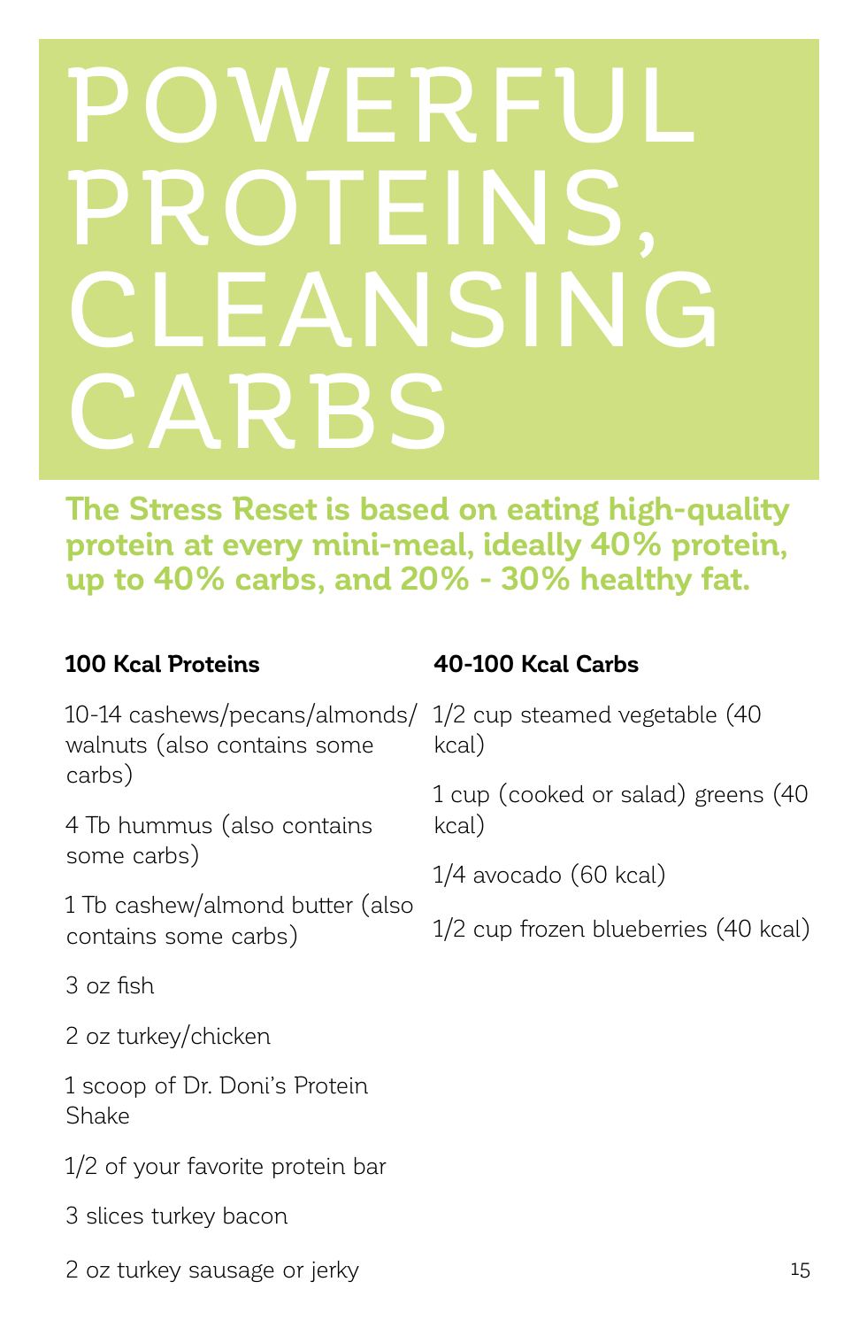# POWERFUL PROTEINS, CLEANSING CARBS

**The Stress Reset is based on eating high-quality protein at every mini-meal, ideally 40% protein, up to 40% carbs, and 20% - 30% healthy fat.**

**100 Kcal Proteins**

10-14 cashews/pecans/almonds/walnuts (also contains some carbs)

4 Tb hummus (also contains some carbs)

1 Tb cashew/almond butter (also contains some carbs)

3 oz fish

2 oz turkey/chicken

1 scoop of Dr. Doni's Protein Shake

1/2 of your favorite protein bar

3 slices turkey bacon

2 oz turkey sausage or jerky

**40-100 Kcal Carbs**

1/2 cup steamed vegetable (40 kcal)

1 cup (cooked or salad) greens (40 kcal)

1/4 avocado (60 kcal)

1/2 cup frozen blueberries (40 kcal)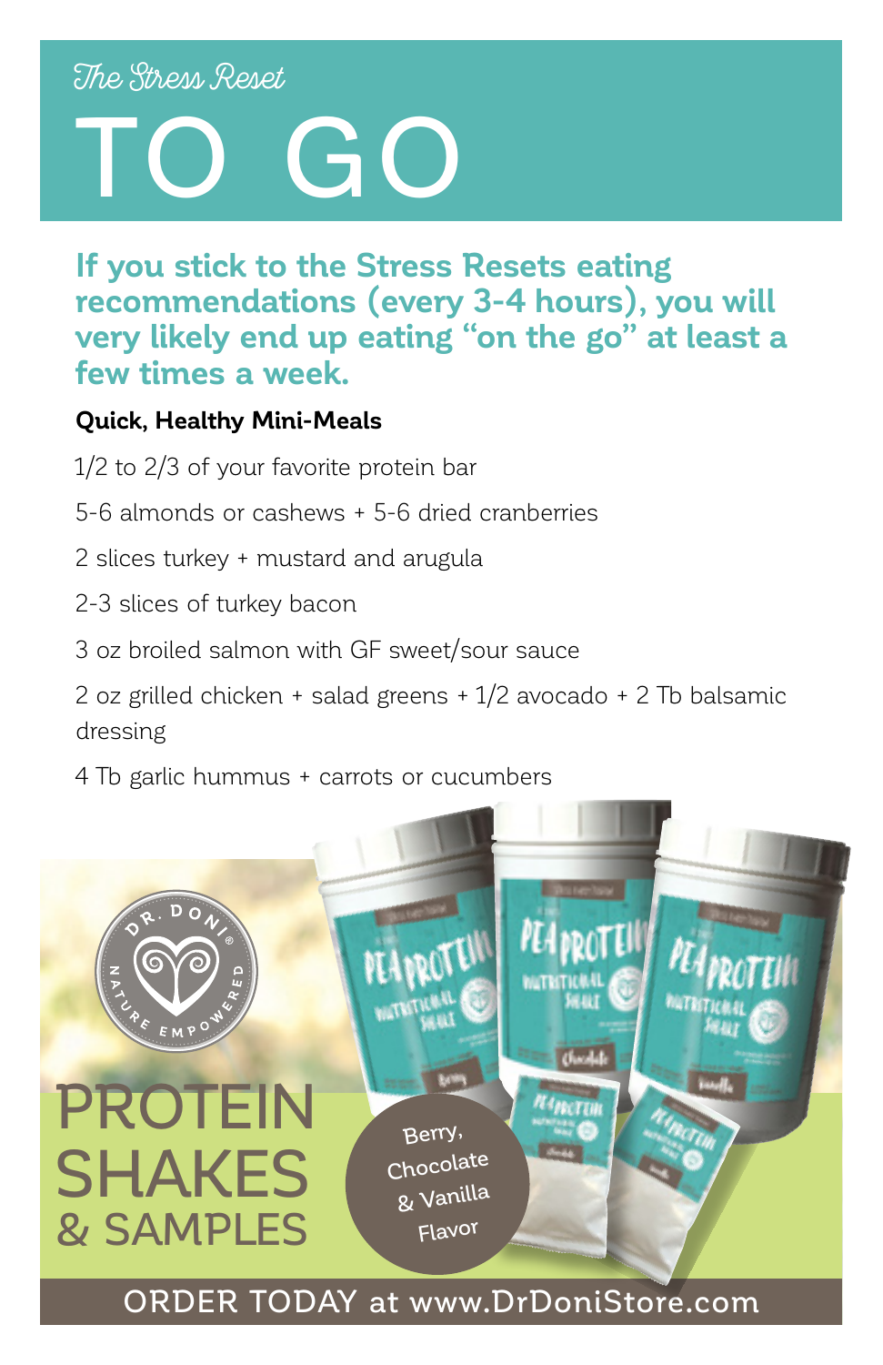*The Stress Reset*

# TO GO

**If you stick to the Stress Resets eating recommendations (every 3-4 hours), you will very likely end up eating "on the go" at least a few times a week.**

**Quick, Healthy Mini-Meals**

1/2 to 2/3 of your favorite protein bar

5-6 almonds or cashews + 5-6 dried cranberries

2 slices turkey + mustard and arugula

2-3 slices of turkey bacon

3 oz broiled salmon with GF sweet/sour sauce

2 oz grilled chicken + salad greens + 1/2 avocado + 2 Tb balsamic dressing

4 Tb garlic hummus + carrots or cucumbers

DR. DONI® NATURE EMPOWERED

## PROTEIN SHAKES & SAMPLES

Berry, Chocolate & Vanilla Flavor

ORDER TODAY at www.DrDoniStore.com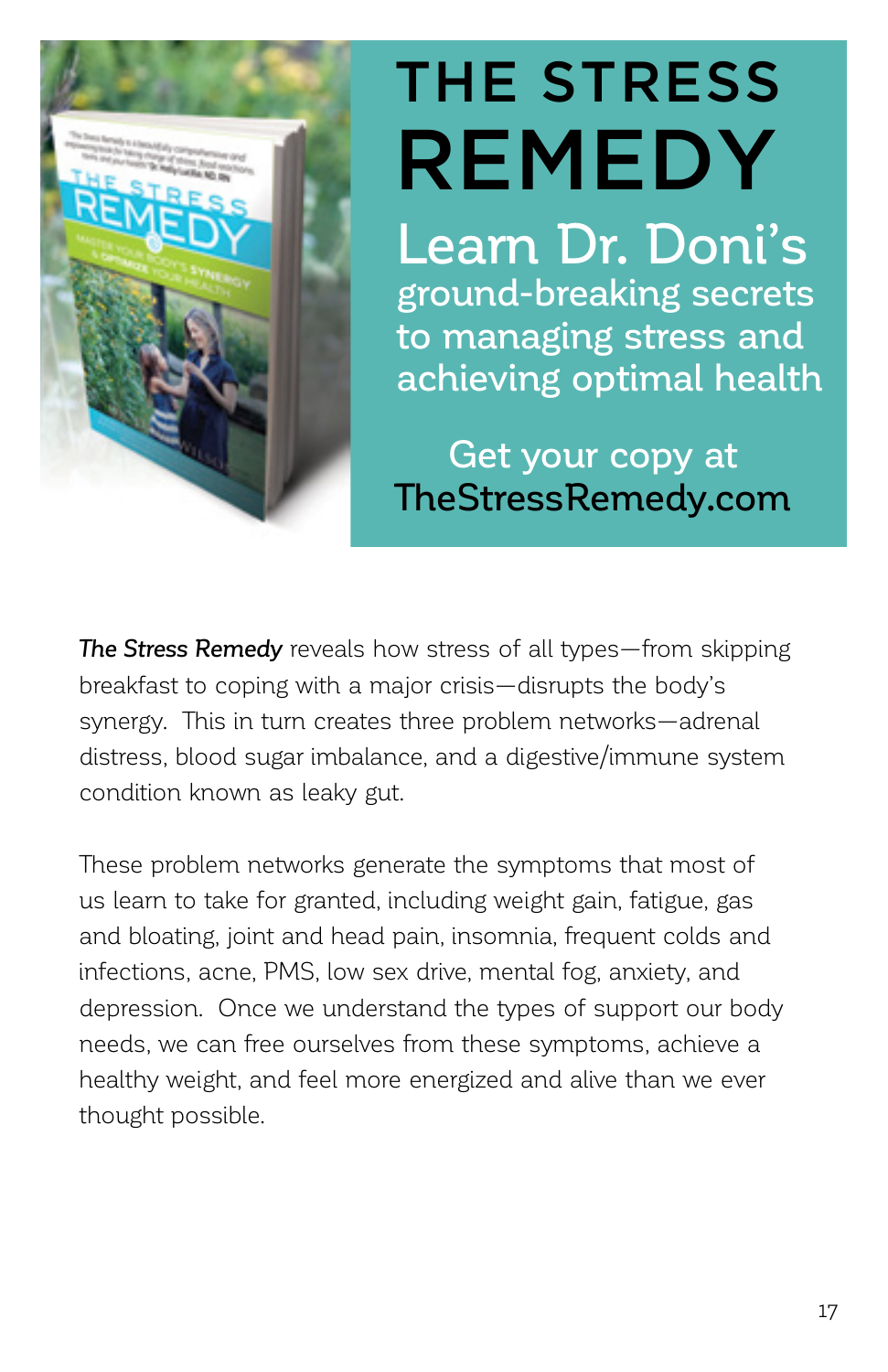# THE STRESS REMEDY

## Learn Dr. Doni's ground-breaking secrets to managing stress and achieving optimal health

Get your copy at **TheStressRemedy.com**

***The Stress Remedy*** reveals how stress of all types—from skipping breakfast to coping with a major crisis—disrupts the body's synergy. This in turn creates three problem networks—adrenal distress, blood sugar imbalance, and a digestive/immune system condition known as leaky gut.

These problem networks generate the symptoms that most of us learn to take for granted, including weight gain, fatigue, gas and bloating, joint and head pain, insomnia, frequent colds and infections, acne, PMS, low sex drive, mental fog, anxiety, and depression. Once we understand the types of support our body needs, we can free ourselves from these symptoms, achieve a healthy weight, and feel more energized and alive than we ever thought possible.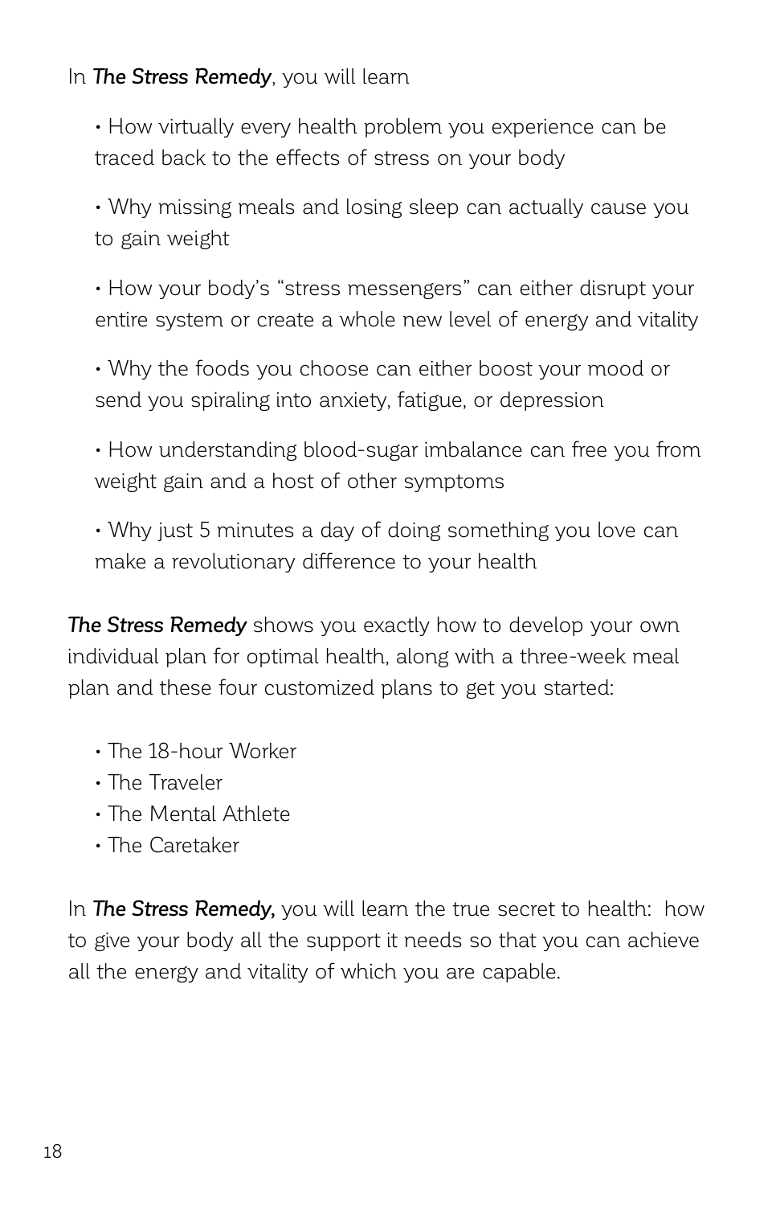In ***The Stress Remedy***, you will learn

- How virtually every health problem you experience can be traced back to the effects of stress on your body
- Why missing meals and losing sleep can actually cause you to gain weight
- How your body's "stress messengers" can either disrupt your entire system or create a whole new level of energy and vitality
- Why the foods you choose can either boost your mood or send you spiraling into anxiety, fatigue, or depression
- How understanding blood-sugar imbalance can free you from weight gain and a host of other symptoms
- Why just 5 minutes a day of doing something you love can make a revolutionary difference to your health

***The Stress Remedy*** shows you exactly how to develop your own individual plan for optimal health, along with a three-week meal plan and these four customized plans to get you started:

- The 18-hour Worker
- The Traveler
- The Mental Athlete
- The Caretaker

In ***The Stress Remedy,*** you will learn the true secret to health: how to give your body all the support it needs so that you can achieve all the energy and vitality of which you are capable.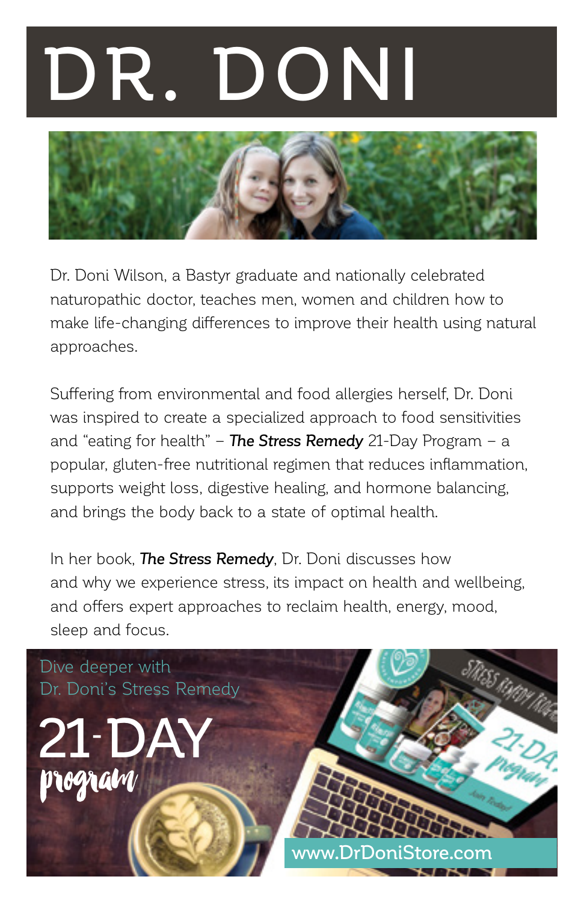# DR. DONI

Dr. Doni Wilson, a Bastyr graduate and nationally celebrated naturopathic doctor, teaches men, women and children how to make life-changing differences to improve their health using natural approaches.

Suffering from environmental and food allergies herself, Dr. Doni was inspired to create a specialized approach to food sensitivities and "eating for health" – ***The Stress Remedy*** 21-Day Program – a popular, gluten-free nutritional regimen that reduces inflammation, supports weight loss, digestive healing, and hormone balancing, and brings the body back to a state of optimal health.

In her book, ***The Stress Remedy***, Dr. Doni discusses how and why we experience stress, its impact on health and wellbeing, and offers expert approaches to reclaim health, energy, mood, sleep and focus.

Dive deeper with
Dr. Doni's Stress Remedy

21-DAY
program

www.DrDoniStore.com